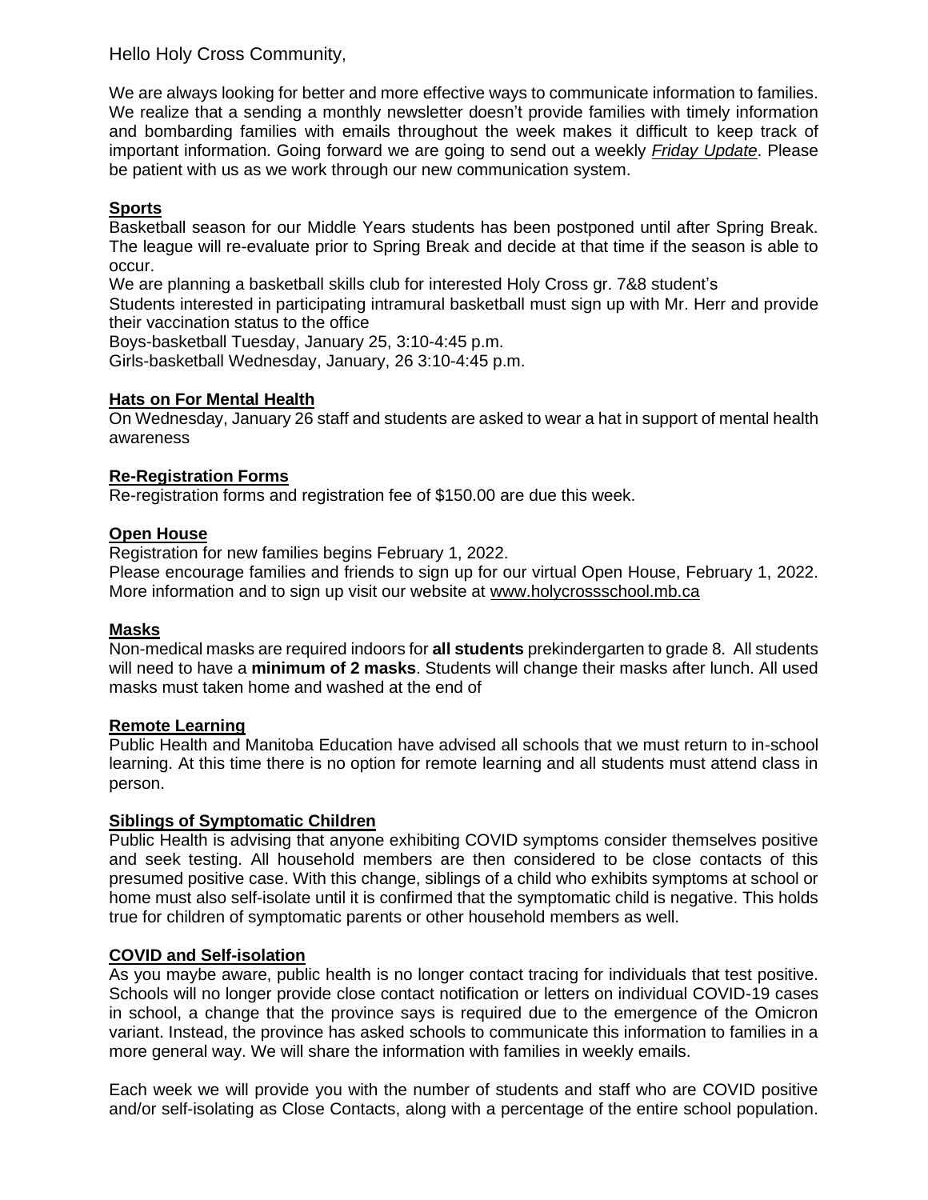Hello Holy Cross Community,

We are always looking for better and more effective ways to communicate information to families. We realize that a sending a monthly newsletter doesn't provide families with timely information and bombarding families with emails throughout the week makes it difficult to keep track of important information. Going forward we are going to send out a weekly ***Friday Update***. Please be patient with us as we work through our new communication system.

## Sports

Basketball season for our Middle Years students has been postponed until after Spring Break. The league will re-evaluate prior to Spring Break and decide at that time if the season is able to occur.

We are planning a basketball skills club for interested Holy Cross gr. 7&8 student's

Students interested in participating intramural basketball must sign up with Mr. Herr and provide their vaccination status to the office

Boys-basketball Tuesday, January 25, 3:10-4:45 p.m.

Girls-basketball Wednesday, January, 26 3:10-4:45 p.m.

## Hats on For Mental Health

On Wednesday, January 26 staff and students are asked to wear a hat in support of mental health awareness

## Re-Registration Forms

Re-registration forms and registration fee of $150.00 are due this week.

## Open House

Registration for new families begins February 1, 2022.

Please encourage families and friends to sign up for our virtual Open House, February 1, 2022. More information and to sign up visit our website at www.holycrossschool.mb.ca

## Masks

Non-medical masks are required indoors for **all students** prekindergarten to grade 8. All students will need to have a **minimum of 2 masks**. Students will change their masks after lunch. All used masks must taken home and washed at the end of

## Remote Learning

Public Health and Manitoba Education have advised all schools that we must return to in-school learning. At this time there is no option for remote learning and all students must attend class in person.

## Siblings of Symptomatic Children

Public Health is advising that anyone exhibiting COVID symptoms consider themselves positive and seek testing. All household members are then considered to be close contacts of this presumed positive case. With this change, siblings of a child who exhibits symptoms at school or home must also self-isolate until it is confirmed that the symptomatic child is negative. This holds true for children of symptomatic parents or other household members as well.

## COVID and Self-isolation

As you maybe aware, public health is no longer contact tracing for individuals that test positive. Schools will no longer provide close contact notification or letters on individual COVID-19 cases in school, a change that the province says is required due to the emergence of the Omicron variant. Instead, the province has asked schools to communicate this information to families in a more general way. We will share the information with families in weekly emails.

Each week we will provide you with the number of students and staff who are COVID positive and/or self-isolating as Close Contacts, along with a percentage of the entire school population.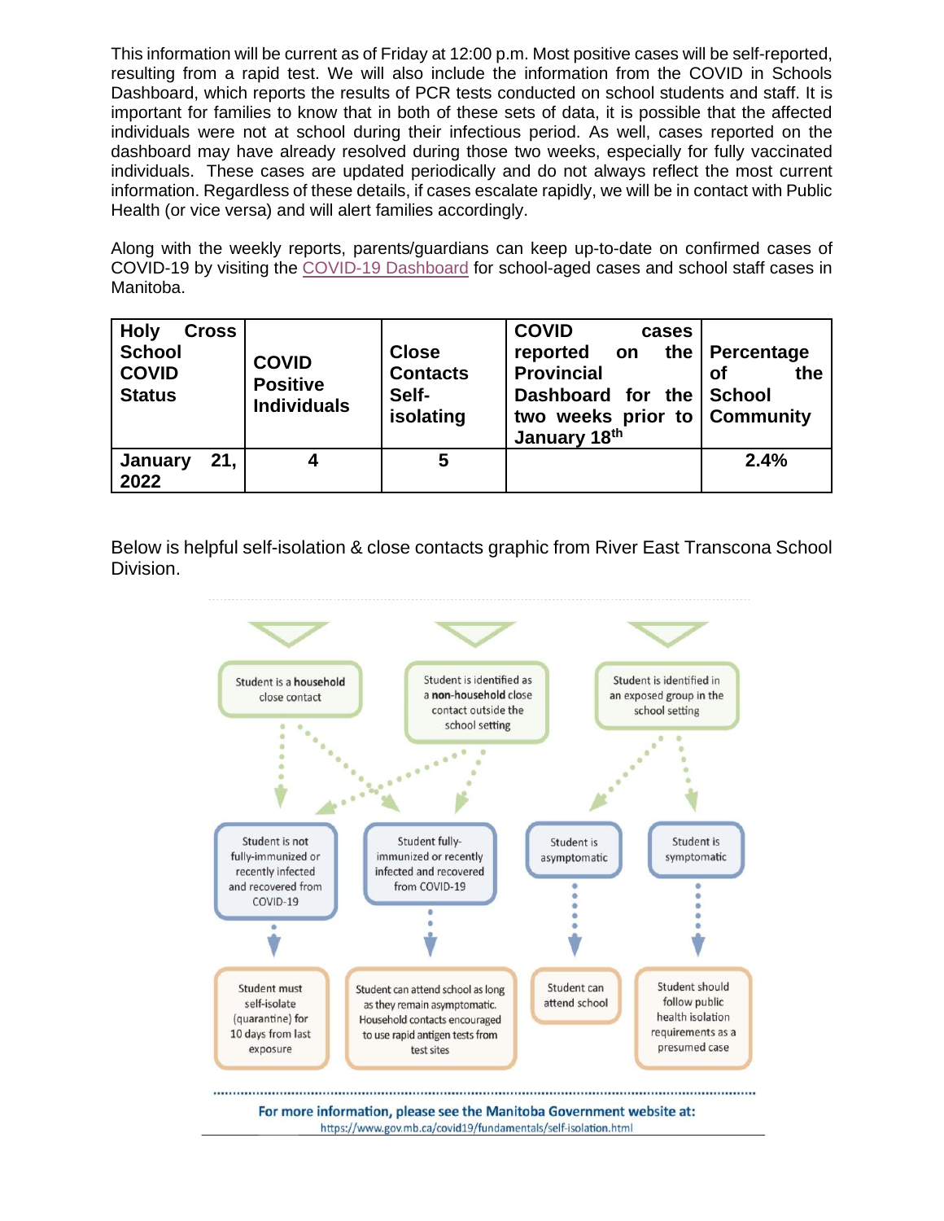This information will be current as of Friday at 12:00 p.m. Most positive cases will be self-reported, resulting from a rapid test. We will also include the information from the COVID in Schools Dashboard, which reports the results of PCR tests conducted on school students and staff. It is important for families to know that in both of these sets of data, it is possible that the affected individuals were not at school during their infectious period. As well, cases reported on the dashboard may have already resolved during those two weeks, especially for fully vaccinated individuals. These cases are updated periodically and do not always reflect the most current information. Regardless of these details, if cases escalate rapidly, we will be in contact with Public Health (or vice versa) and will alert families accordingly.

Along with the weekly reports, parents/guardians can keep up-to-date on confirmed cases of COVID-19 by visiting the COVID-19 Dashboard for school-aged cases and school staff cases in Manitoba.

| **Holy Cross School COVID Status** | **COVID Positive Individuals** | **Close Contacts Self-isolating** | **COVID cases reported on the Provincial Dashboard for the two weeks prior to January 18th** | **Percentage of the School Community** |
|---|---|---|---|---|
| **January 21, 2022** | **4** | **5** | | **2.4%** |

Below is helpful self-isolation & close contacts graphic from River East Transcona School Division.

Student is a **household** close contact

Student is identified as a **non-household** close contact outside the school setting

Student is identified in an exposed group in the school setting

Student is not fully-immunized or recently infected and recovered from COVID-19

Student fully-immunized or recently infected and recovered from COVID-19

Student is asymptomatic

Student is symptomatic

Student must self-isolate (quarantine) for 10 days from last exposure

Student can attend school as long as they remain asymptomatic. Household contacts encouraged to use rapid antigen tests from test sites

Student can attend school

Student should follow public health isolation requirements as a presumed case

**For more information, please see the Manitoba Government website at:**
https://www.gov.mb.ca/covid19/fundamentals/self-isolation.html